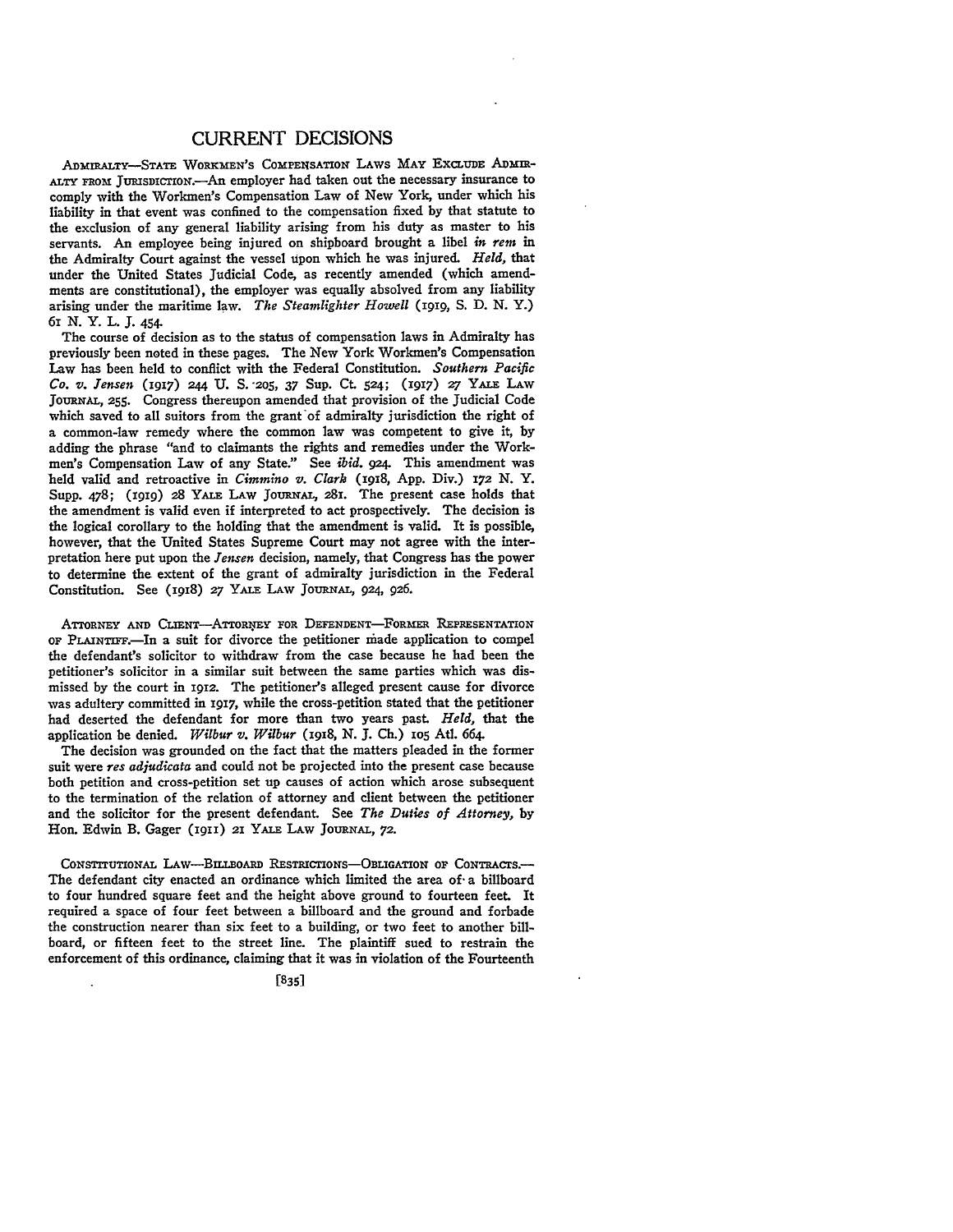# CURRENT DECISIONS

ADMIRALTY—STATE WORKMEN'S COMPENSATION LAWS MAY EXCLUDE ADMIRALTY FROM JURISDICTION.—An employer had taken out the necessary insurance to comply with the Workmen's Compensation Law of New York, under which his liability in that event was confined to the compensation fixed by that statute to the exclusion of any general liability arising from his duty as master to his servants. An employee being injured on shipboard brought a libel *in rem* in the Admiralty Court against the vessel upon which he was injured. *Held,* that under the United States Judicial Code, as recently amended (which amendments are constitutional), the employer was equally absolved from any liability arising under the maritime law. *The Steamlighter Howell* (1919, S. D. N. Y.) 61 N. Y. L. J. 454.

The course of decision as to the status of compensation laws in Admiralty has previously been noted in these pages. The New York Workmen's Compensation Law has been held to conflict with the Federal Constitution. *Southern Pacific Co. v. Jensen* (1917) 244 U. S. 205, 37 Sup. Ct. 524; (1917) 27 YALE LAW JOURNAL, 255. Congress thereupon amended that provision of the Judicial Code which saved to all suitors from the grant of admiralty jurisdiction the right of a common-law remedy where the common law was competent to give it, by adding the phrase "and to claimants the rights and remedies under the Workmen's Compensation Law of any State." See *ibid.* 924. This amendment was held valid and retroactive in *Cimmino v. Clark* (1918, App. Div.) 172 N. Y. Supp. 478; (1919) 28 YALE LAW JOURNAL, 281. The present case holds that the amendment is valid even if interpreted to act prospectively. The decision is the logical corollary to the holding that the amendment is valid. It is possible, however, that the United States Supreme Court may not agree with the interpretation here put upon the *Jensen* decision, namely, that Congress has the power to determine the extent of the grant of admiralty jurisdiction in the Federal Constitution. See (1918) 27 YALE LAW JOURNAL, 924, 926.

ATTORNEY AND CLIENT—ATTORNEY FOR DEFENDENT—FORMER REPRESENTATION OF PLAINTIFF.—In a suit for divorce the petitioner made application to compel the defendant's solicitor to withdraw from the case because he had been the petitioner's solicitor in a similar suit between the same parties which was dismissed by the court in 1912. The petitioner's alleged present cause for divorce was adultery committed in 1917, while the cross-petition stated that the petitioner had deserted the defendant for more than two years past. *Held,* that the application be denied. *Wilbur v. Wilbur* (1918, N. J. Ch.) 105 Atl. 664.

The decision was grounded on the fact that the matters pleaded in the former suit were *res adjudicata* and could not be projected into the present case because both petition and cross-petition set up causes of action which arose subsequent to the termination of the relation of attorney and client between the petitioner and the solicitor for the present defendant. See *The Duties of Attorney,* by Hon. Edwin B. Gager (1911) 21 YALE LAW JOURNAL, 72.

CONSTITUTIONAL LAW—BILLBOARD RESTRICTIONS—OBLIGATION OF CONTRACTS.—The defendant city enacted an ordinance which limited the area of a billboard to four hundred square feet and the height above ground to fourteen feet. It required a space of four feet between a billboard and the ground and forbade the construction nearer than six feet to a building, or two feet to another billboard, or fifteen feet to the street line. The plaintiff sued to restrain the enforcement of this ordinance, claiming that it was in violation of the Fourteenth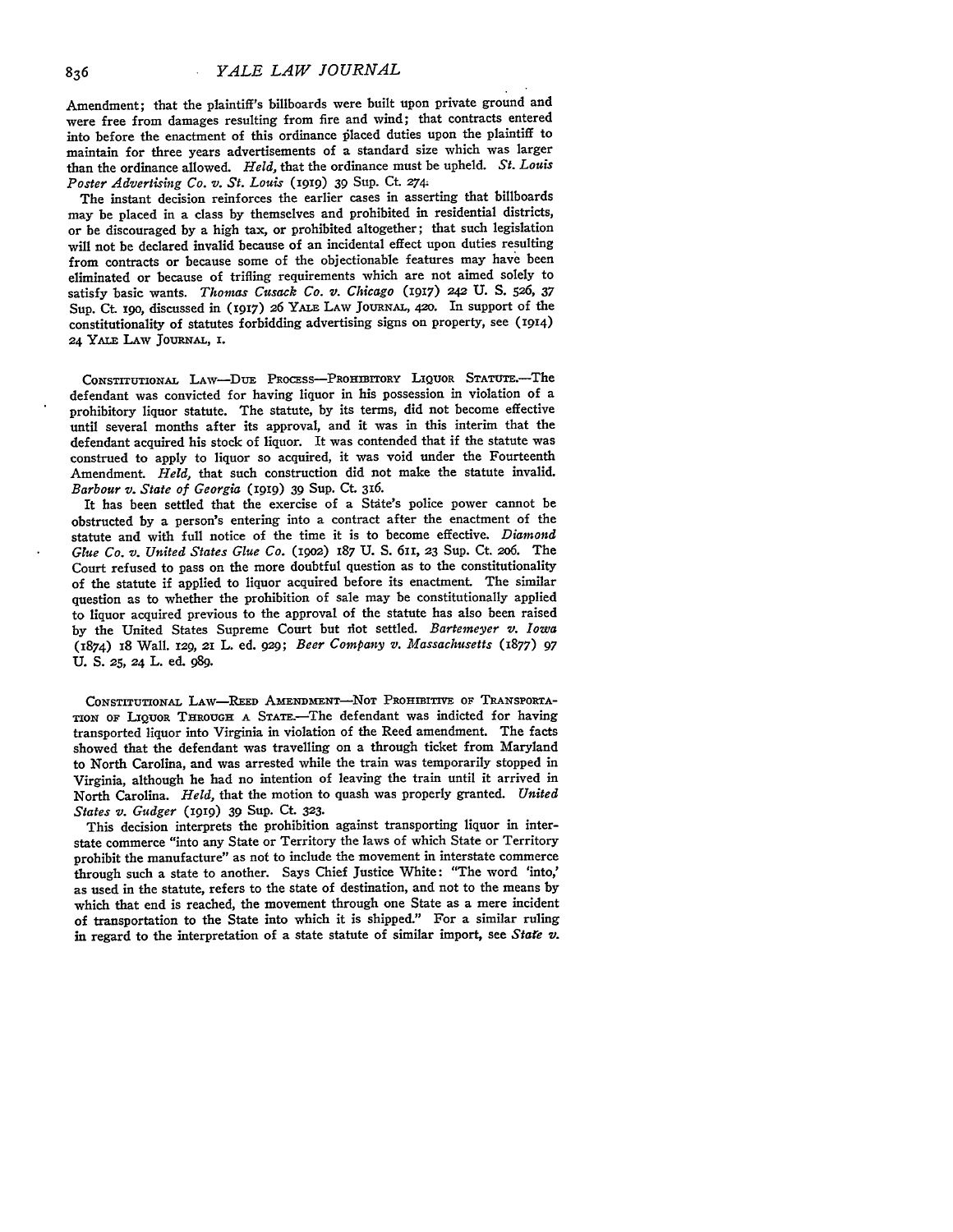Amendment; that the plaintiff's billboards were built upon private ground and were free from damages resulting from fire and wind; that contracts entered into before the enactment of this ordinance placed duties upon the plaintiff to maintain for three years advertisements of a standard size which was larger than the ordinance allowed. *Held*, that the ordinance must be upheld. *St. Louis Poster Advertising Co. v. St. Louis* (1919) 39 Sup. Ct. 274.

The instant decision reinforces the earlier cases in asserting that billboards may be placed in a class by themselves and prohibited in residential districts, or be discouraged by a high tax, or prohibited altogether; that such legislation will not be declared invalid because of an incidental effect upon duties resulting from contracts or because some of the objectionable features may have been eliminated or because of trifling requirements which are not aimed solely to satisfy basic wants. *Thomas Cusack Co. v. Chicago* (1917) 242 U. S. 526, 37 Sup. Ct. 190, discussed in (1917) 26 YALE LAW JOURNAL, 420. In support of the constitutionality of statutes forbidding advertising signs on property, see (1914) 24 YALE LAW JOURNAL, 1.

CONSTITUTIONAL LAW—DUE PROCESS—PROHIBITORY LIQUOR STATUTE.—The defendant was convicted for having liquor in his possession in violation of a prohibitory liquor statute. The statute, by its terms, did not become effective until several months after its approval, and it was in this interim that the defendant acquired his stock of liquor. It was contended that if the statute was construed to apply to liquor so acquired, it was void under the Fourteenth Amendment. *Held*, that such construction did not make the statute invalid. *Barbour v. State of Georgia* (1919) 39 Sup. Ct. 316.

It has been settled that the exercise of a State's police power cannot be obstructed by a person's entering into a contract after the enactment of the statute and with full notice of the time it is to become effective. *Diamond Glue Co. v. United States Glue Co.* (1902) 187 U. S. 611, 23 Sup. Ct. 206. The Court refused to pass on the more doubtful question as to the constitutionality of the statute if applied to liquor acquired before its enactment. The similar question as to whether the prohibition of sale may be constitutionally applied to liquor acquired previous to the approval of the statute has also been raised by the United States Supreme Court but not settled. *Bartemeyer v. Iowa* (1874) 18 Wall. 129, 21 L. ed. 929; *Beer Company v. Massachusetts* (1877) 97 U. S. 25, 24 L. ed. 989.

CONSTITUTIONAL LAW—REED AMENDMENT—NOT PROHIBITIVE OF TRANSPORTATION OF LIQUOR THROUGH A STATE.—The defendant was indicted for having transported liquor into Virginia in violation of the Reed amendment. The facts showed that the defendant was travelling on a through ticket from Maryland to North Carolina, and was arrested while the train was temporarily stopped in Virginia, although he had no intention of leaving the train until it arrived in North Carolina. *Held*, that the motion to quash was properly granted. *United States v. Gudger* (1919) 39 Sup. Ct. 323.

This decision interprets the prohibition against transporting liquor in interstate commerce "into any State or Territory the laws of which State or Territory prohibit the manufacture" as not to include the movement in interstate commerce through such a state to another. Says Chief Justice White: "The word 'into,' as used in the statute, refers to the state of destination, and not to the means by which that end is reached, the movement through one State as a mere incident of transportation to the State into which it is shipped." For a similar ruling in regard to the interpretation of a state statute of similar import, see *State v.*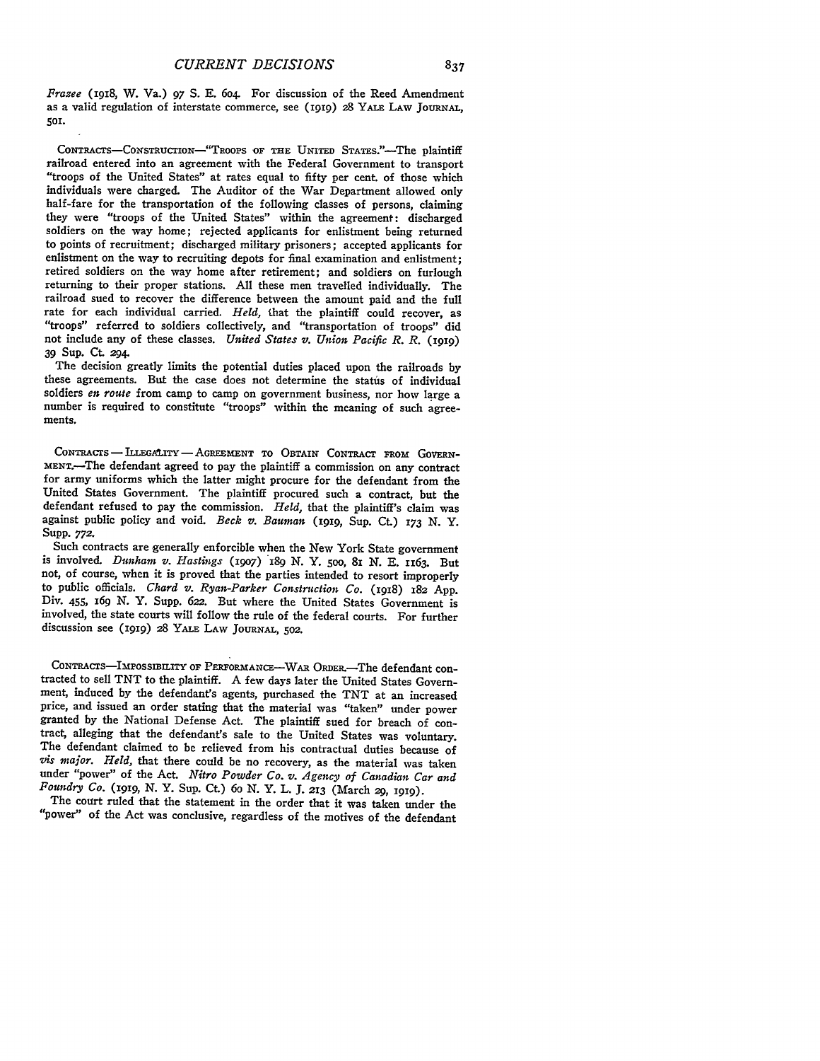*Frazee* (1918, W. Va.) 97 S. E. 604. For discussion of the Reed Amendment as a valid regulation of interstate commerce, see (1919) 28 YALE LAW JOURNAL, 501.

CONTRACTS—CONSTRUCTION—"TROOPS OF THE UNITED STATES."—The plaintiff railroad entered into an agreement with the Federal Government to transport "troops of the United States" at rates equal to fifty per cent. of those which individuals were charged. The Auditor of the War Department allowed only half-fare for the transportation of the following classes of persons, claiming they were "troops of the United States" within the agreement: discharged soldiers on the way home; rejected applicants for enlistment being returned to points of recruitment; discharged military prisoners; accepted applicants for enlistment on the way to recruiting depots for final examination and enlistment; retired soldiers on the way home after retirement; and soldiers on furlough returning to their proper stations. All these men travelled individually. The railroad sued to recover the difference between the amount paid and the full rate for each individual carried. *Held,* that the plaintiff could recover, as "troops" referred to soldiers collectively, and "transportation of troops" did not include any of these classes. *United States v. Union Pacific R. R.* (1919) 39 Sup. Ct. 294.

The decision greatly limits the potential duties placed upon the railroads by these agreements. But the case does not determine the status of individual soldiers *en route* from camp to camp on government business, nor how large a number is required to constitute "troops" within the meaning of such agreements.

CONTRACTS — ILLEGALITY — AGREEMENT TO OBTAIN CONTRACT FROM GOVERNMENT.—The defendant agreed to pay the plaintiff a commission on any contract for army uniforms which the latter might procure for the defendant from the United States Government. The plaintiff procured such a contract, but the defendant refused to pay the commission. *Held,* that the plaintiff's claim was against public policy and void. *Beck v. Bauman* (1919, Sup. Ct.) 173 N. Y. Supp. 772.

Such contracts are generally enforcible when the New York State government is involved. *Dunham v. Hastings* (1907) 189 N. Y. 500, 81 N. E. 1163. But not, of course, when it is proved that the parties intended to resort improperly to public officials. *Chard v. Ryan-Parker Construction Co.* (1918) 182 App. Div. 455, 169 N. Y. Supp. 622. But where the United States Government is involved, the state courts will follow the rule of the federal courts. For further discussion see (1919) 28 YALE LAW JOURNAL, 502.

CONTRACTS—IMPOSSIBILITY OF PERFORMANCE—WAR ORDER.—The defendant contracted to sell TNT to the plaintiff. A few days later the United States Government, induced by the defendant's agents, purchased the TNT at an increased price, and issued an order stating that the material was "taken" under power granted by the National Defense Act. The plaintiff sued for breach of contract, alleging that the defendant's sale to the United States was voluntary. The defendant claimed to be relieved from his contractual duties because of *vis major*. *Held,* that there could be no recovery, as the material was taken under "power" of the Act. *Nitro Powder Co. v. Agency of Canadian Car and Foundry Co.* (1919, N. Y. Sup. Ct.) 60 N. Y. L. J. 213 (March 29, 1919).

The court ruled that the statement in the order that it was taken under the "power" of the Act was conclusive, regardless of the motives of the defendant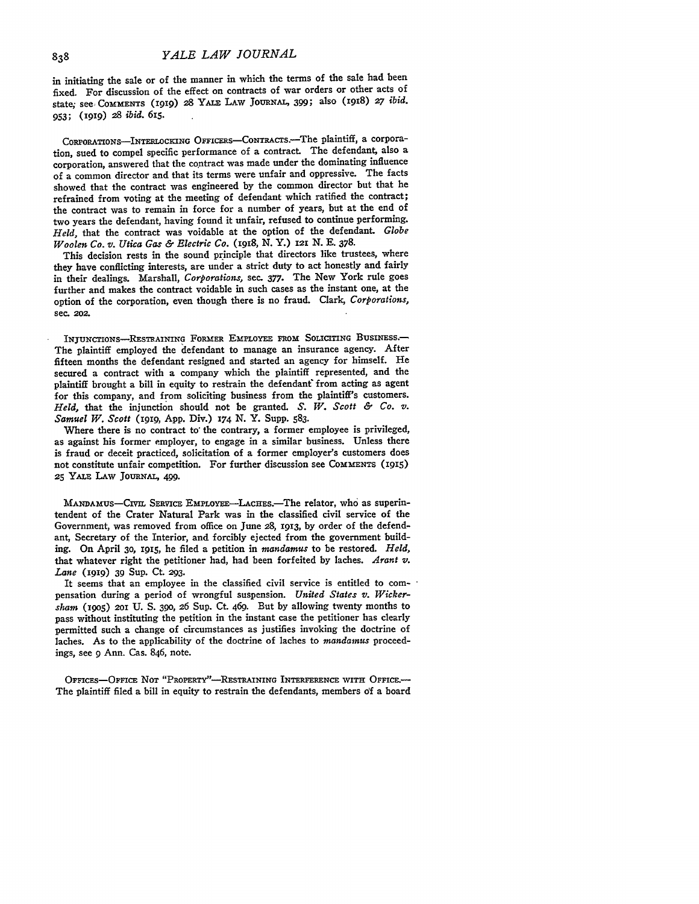in initiating the sale or of the manner in which the terms of the sale had been fixed. For discussion of the effect on contracts of war orders or other acts of state; see COMMENTS (1919) 28 YALE LAW JOURNAL, 399; also (1918) 27 *ibid.* 953; (1919) 28 *ibid.* 615.

CORPORATIONS—INTERLOCKING OFFICERS—CONTRACTS.—The plaintiff, a corporation, sued to compel specific performance of a contract. The defendant, also a corporation, answered that the contract was made under the dominating influence of a common director and that its terms were unfair and oppressive. The facts showed that the contract was engineered by the common director but that he refrained from voting at the meeting of defendant which ratified the contract; the contract was to remain in force for a number of years, but at the end of two years the defendant, having found it unfair, refused to continue performing. *Held,* that the contract was voidable at the option of the defendant. *Globe Woolen Co. v. Utica Gas & Electric Co.* (1918, N. Y.) 121 N. E. 378.

This decision rests in the sound principle that directors like trustees, where they have conflicting interests, are under a strict duty to act honestly and fairly in their dealings. Marshall, *Corporations,* sec. 377. The New York rule goes further and makes the contract voidable in such cases as the instant one, at the option of the corporation, even though there is no fraud. Clark, *Corporations,* sec. 202.

INJUNCTIONS—RESTRAINING FORMER EMPLOYEE FROM SOLICITING BUSINESS.—The plaintiff employed the defendant to manage an insurance agency. After fifteen months the defendant resigned and started an agency for himself. He secured a contract with a company which the plaintiff represented, and the plaintiff brought a bill in equity to restrain the defendant from acting as agent for this company, and from soliciting business from the plaintiff's customers. *Held,* that the injunction should not be granted. *S. W. Scott & Co. v. Samuel W. Scott* (1919, App. Div.) 174 N. Y. Supp. 583.

Where there is no contract to the contrary, a former employee is privileged, as against his former employer, to engage in a similar business. Unless there is fraud or deceit practiced, solicitation of a former employer's customers does not constitute unfair competition. For further discussion see COMMENTS (1915) 25 YALE LAW JOURNAL, 499.

MANDAMUS—CIVIL SERVICE EMPLOYEE—LACHES.—The relator, who as superintendent of the Crater Natural Park was in the classified civil service of the Government, was removed from office on June 28, 1913, by order of the defendant, Secretary of the Interior, and forcibly ejected from the government building. On April 30, 1915, he filed a petition in *mandamus* to be restored. *Held,* that whatever right the petitioner had, had been forfeited by laches. *Arant v. Lane* (1919) 39 Sup. Ct. 293.

It seems that an employee in the classified civil service is entitled to compensation during a period of wrongful suspension. *United States v. Wickersham* (1905) 201 U. S. 390, 26 Sup. Ct. 469. But by allowing twenty months to pass without instituting the petition in the instant case the petitioner has clearly permitted such a change of circumstances as justifies invoking the doctrine of laches. As to the applicability of the doctrine of laches to *mandamus* proceedings, see 9 Ann. Cas. 846, note.

OFFICES—OFFICE NOT "PROPERTY"—RESTRAINING INTERFERENCE WITH OFFICE.—The plaintiff filed a bill in equity to restrain the defendants, members of a board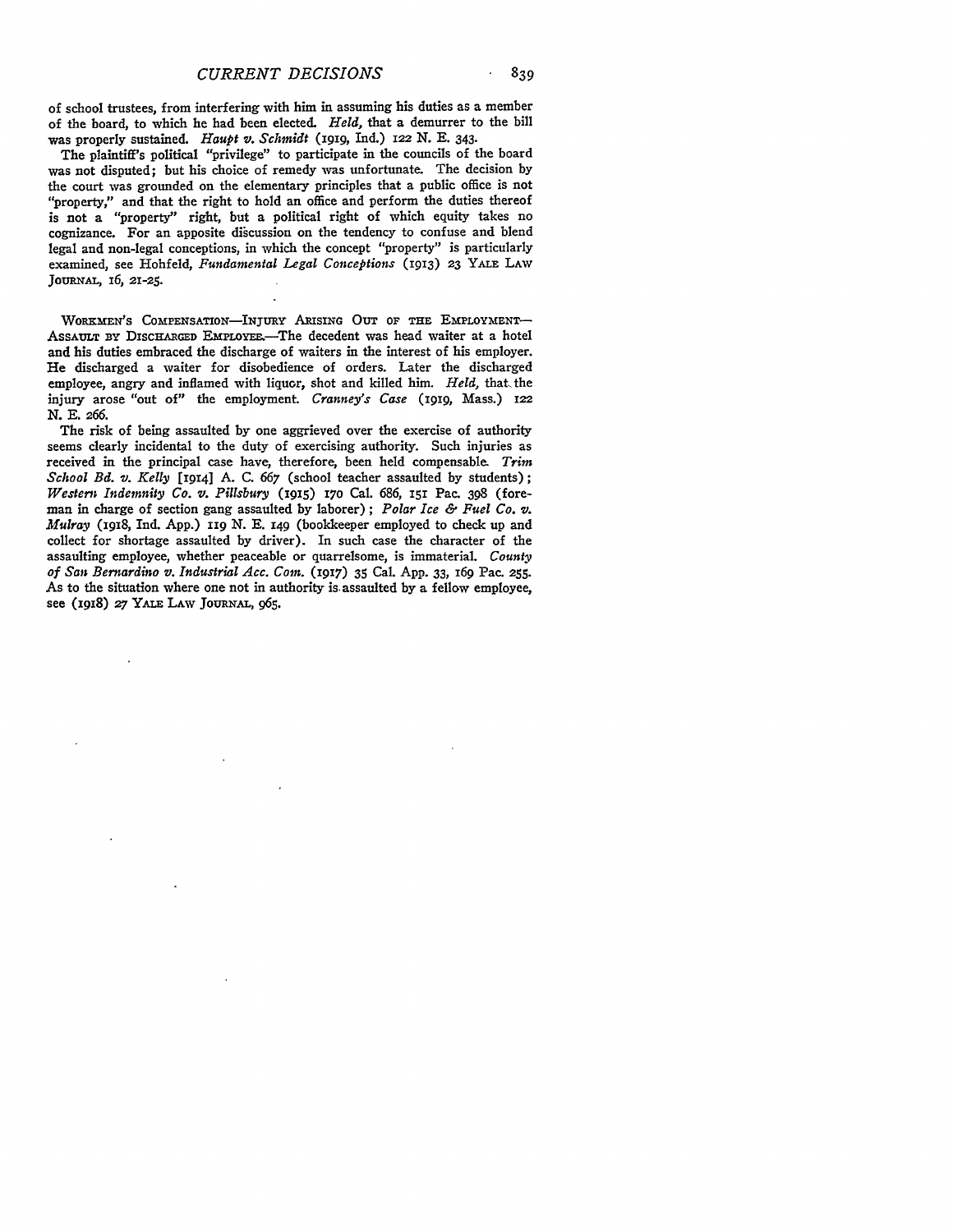of school trustees, from interfering with him in assuming his duties as a member of the board, to which he had been elected. *Held*, that a demurrer to the bill was properly sustained. *Haupt v. Schmidt* (1919, Ind.) 122 N. E. 343.

The plaintiff's political "privilege" to participate in the councils of the board was not disputed; but his choice of remedy was unfortunate. The decision by the court was grounded on the elementary principles that a public office is not "property," and that the right to hold an office and perform the duties thereof is not a "property" right, but a political right of which equity takes no cognizance. For an apposite discussion on the tendency to confuse and blend legal and non-legal conceptions, in which the concept "property" is particularly examined, see Hohfeld, *Fundamental Legal Conceptions* (1913) 23 YALE LAW JOURNAL, 16, 21-25.

WORKMEN'S COMPENSATION—INJURY ARISING OUT OF THE EMPLOYMENT—ASSAULT BY DISCHARGED EMPLOYEE.—The decedent was head waiter at a hotel and his duties embraced the discharge of waiters in the interest of his employer. He discharged a waiter for disobedience of orders. Later the discharged employee, angry and inflamed with liquor, shot and killed him. *Held*, that the injury arose "out of" the employment. *Cranney's Case* (1919, Mass.) 122 N. E. 266.

The risk of being assaulted by one aggrieved over the exercise of authority seems clearly incidental to the duty of exercising authority. Such injuries as received in the principal case have, therefore, been held compensable. *Trim School Bd. v. Kelly* [1914] A. C. 667 (school teacher assaulted by students); *Western Indemnity Co. v. Pillsbury* (1915) 170 Cal. 686, 151 Pac. 398 (foreman in charge of section gang assaulted by laborer); *Polar Ice & Fuel Co. v. Mulray* (1918, Ind. App.) 119 N. E. 149 (bookkeeper employed to check up and collect for shortage assaulted by driver). In such case the character of the assaulting employee, whether peaceable or quarrelsome, is immaterial. *County of San Bernardino v. Industrial Acc. Com.* (1917) 35 Cal. App. 33, 169 Pac. 255. As to the situation where one not in authority is assaulted by a fellow employee, see (1918) 27 YALE LAW JOURNAL, 965.